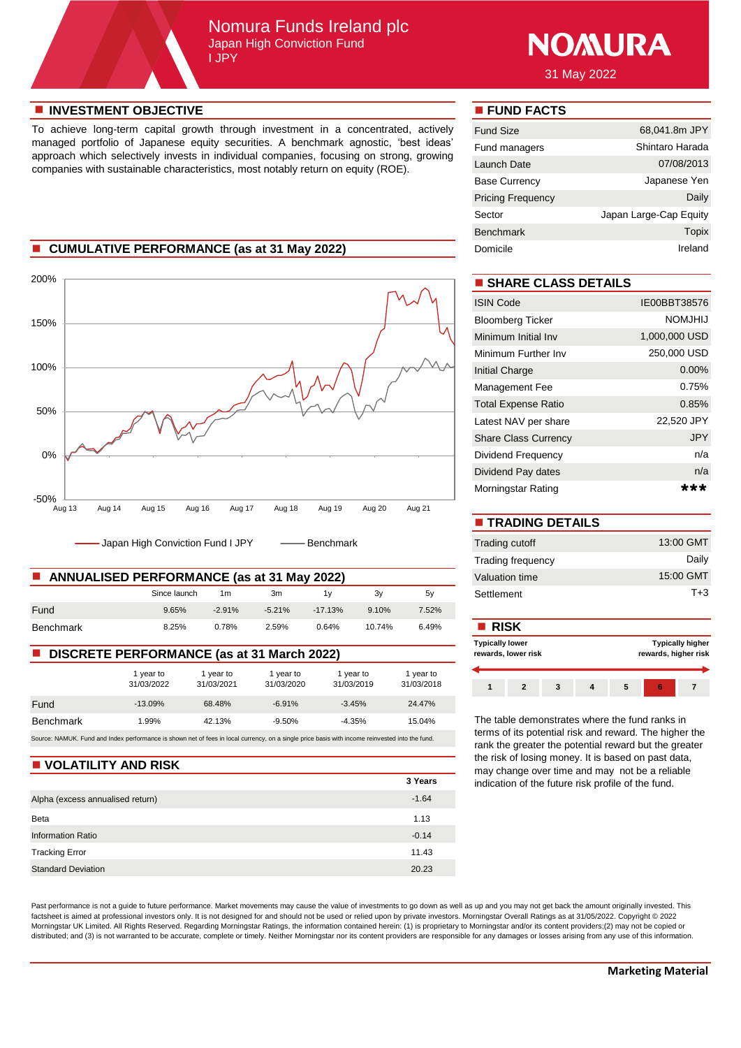# Nomura Funds Ireland plc

## Japan High Conviction Fund

I JPY

NOMURA

31 May 2022

## INVESTMENT OBJECTIVE

To achieve long-term capital growth through investment in a concentrated, actively managed portfolio of Japanese equity securities. A benchmark agnostic, 'best ideas' approach which selectively invests in individual companies, focusing on strong, growing companies with sustainable characteristics, most notably return on equity (ROE).

## CUMULATIVE PERFORMANCE (as at 31 May 2022)

200%
150%
100%
50%
0%
-50%

Aug 13, Aug 14, Aug 15, Aug 16, Aug 17, Aug 18, Aug 19, Aug 20, Aug 21

Japan High Conviction Fund I JPY — Benchmark

## ANNUALISED PERFORMANCE (as at 31 May 2022)

| | Since launch | 1m | 3m | 1y | 3y | 5y |
|---|---|---|---|---|---|---|
| Fund | 9.65% | -2.91% | -5.21% | -17.13% | 9.10% | 7.52% |
| Benchmark | 8.25% | 0.78% | 2.59% | 0.64% | 10.74% | 6.49% |

## DISCRETE PERFORMANCE (as at 31 March 2022)

| | 1 year to 31/03/2022 | 1 year to 31/03/2021 | 1 year to 31/03/2020 | 1 year to 31/03/2019 | 1 year to 31/03/2018 |
|---|---|---|---|---|---|
| Fund | -13.09% | 68.48% | -6.91% | -3.45% | 24.47% |
| Benchmark | 1.99% | 42.13% | -9.50% | -4.35% | 15.04% |

Source: NAMUK. Fund and Index performance is shown net of fees in local currency, on a single price basis with income reinvested into the fund.

## VOLATILITY AND RISK

| | 3 Years |
|---|---|
| Alpha (excess annualised return) | -1.64 |
| Beta | 1.13 |
| Information Ratio | -0.14 |
| Tracking Error | 11.43 |
| Standard Deviation | 20.23 |

## FUND FACTS

| | |
|---|---|
| Fund Size | 68,041.8m JPY |
| Fund managers | Shintaro Harada |
| Launch Date | 07/08/2013 |
| Base Currency | Japanese Yen |
| Pricing Frequency | Daily |
| Sector | Japan Large-Cap Equity |
| Benchmark | Topix |
| Domicile | Ireland |

## SHARE CLASS DETAILS

| | |
|---|---|
| ISIN Code | IE00BBT38576 |
| Bloomberg Ticker | NOMJHIJ |
| Minimum Initial Inv | 1,000,000 USD |
| Minimum Further Inv | 250,000 USD |
| Initial Charge | 0.00% |
| Management Fee | 0.75% |
| Total Expense Ratio | 0.85% |
| Latest NAV per share | 22,520 JPY |
| Share Class Currency | JPY |
| Dividend Frequency | n/a |
| Dividend Pay dates | n/a |
| Morningstar Rating | ★★★ |

## TRADING DETAILS

| | |
|---|---|
| Trading cutoff | 13:00 GMT |
| Trading frequency | Daily |
| Valuation time | 15:00 GMT |
| Settlement | T+3 |

## RISK

**Typically lower rewards, lower risk** — **Typically higher rewards, higher risk**

| 1 | 2 | 3 | 4 | 5 | **6** | 7 |
|---|---|---|---|---|---|---|

The table demonstrates where the fund ranks in terms of its potential risk and reward. The higher the rank the greater the potential reward but the greater the risk of losing money. It is based on past data, may change over time and may not be a reliable indication of the future risk profile of the fund.

Past performance is not a guide to future performance. Market movements may cause the value of investments to go down as well as up and you may not get back the amount originally invested. This factsheet is aimed at professional investors only. It is not designed for and should not be used or relied upon by private investors. Morningstar Overall Ratings as at 31/05/2022. Copyright © 2022 Morningstar UK Limited. All Rights Reserved. Regarding Morningstar Ratings, the information contained herein: (1) is proprietary to Morningstar and/or its content providers;(2) may not be copied or distributed; and (3) is not warranted to be accurate, complete or timely. Neither Morningstar nor its content providers are responsible for any damages or losses arising from any use of this information.

**Marketing Material**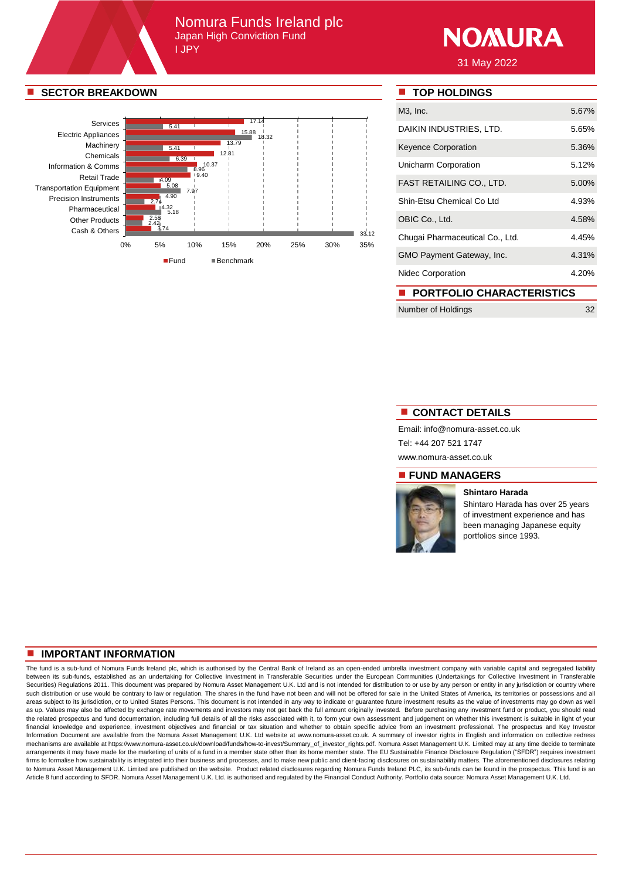Nomura Funds Ireland plc
Japan High Conviction Fund
I JPY

31 May 2022

## SECTOR BREAKDOWN

Services
Electric Appliances
Machinery
Chemicals
Information & Comms
Retail Trade
Transportation Equipment
Precision Instruments
Pharmaceutical
Other Products
Cash & Others

17.14
5.41
15.88
18.32
13.79
5.41
12.81
6.39
10.37
8.96
9.40
4.09
5.08
7.97
4.90
2.74
4.32
5.18
2.58
2.42
3.74
33.12

0% 5% 10% 15% 20% 25% 30% 35%

Fund
Benchmark

## TOP HOLDINGS

| | |
|---|---|
| M3, Inc. | 5.67% |
| DAIKIN INDUSTRIES, LTD. | 5.65% |
| Keyence Corporation | 5.36% |
| Unicharm Corporation | 5.12% |
| FAST RETAILING CO., LTD. | 5.00% |
| Shin-Etsu Chemical Co Ltd | 4.93% |
| OBIC Co., Ltd. | 4.58% |
| Chugai Pharmaceutical Co., Ltd. | 4.45% |
| GMO Payment Gateway, Inc. | 4.31% |
| Nidec Corporation | 4.20% |

## PORTFOLIO CHARACTERISTICS

| | |
|---|---|
| Number of Holdings | 32 |

## CONTACT DETAILS

Email: info@nomura-asset.co.uk

Tel: +44 207 521 1747

www.nomura-asset.co.uk

## FUND MANAGERS

**Shintaro Harada**

Shintaro Harada has over 25 years of investment experience and has been managing Japanese equity portfolios since 1993.

## IMPORTANT INFORMATION

The fund is a sub-fund of Nomura Funds Ireland plc, which is authorised by the Central Bank of Ireland as an open-ended umbrella investment company with variable capital and segregated liability between its sub-funds, established as an undertaking for Collective Investment in Transferable Securities under the European Communities (Undertakings for Collective Investment in Transferable Securities) Regulations 2011. This document was prepared by Nomura Asset Management U.K. Ltd and is not intended for distribution to or use by any person or entity in any jurisdiction or country where such distribution or use would be contrary to law or regulation. The shares in the fund have not been and will not be offered for sale in the United States of America, its territories or possessions and all areas subject to its jurisdiction, or to United States Persons. This document is not intended in any way to indicate or guarantee future investment results as the value of investments may go down as well as up. Values may also be affected by exchange rate movements and investors may not get back the full amount originally invested. Before purchasing any investment fund or product, you should read the related prospectus and fund documentation, including full details of all the risks associated with it, to form your own assessment and judgement on whether this investment is suitable in light of your financial knowledge and experience, investment objectives and financial or tax situation and whether to obtain specific advice from an investment professional. The prospectus and Key Investor Information Document are available from the Nomura Asset Management U.K. Ltd website at www.nomura-asset.co.uk. A summary of investor rights in English and information on collective redress mechanisms are available at https://www.nomura-asset.co.uk/download/funds/how-to-invest/Summary_of_investor_rights.pdf. Nomura Asset Management U.K. Limited may at any time decide to terminate arrangements it may have made for the marketing of units of a fund in a member state other than its home member state. The EU Sustainable Finance Disclosure Regulation ("SFDR") requires investment firms to formalise how sustainability is integrated into their business and processes, and to make new public and client-facing disclosures on sustainability matters. The aforementioned disclosures relating to Nomura Asset Management U.K. Limited are published on the website. Product related disclosures regarding Nomura Funds Ireland PLC, its sub-funds can be found in the prospectus. This fund is an Article 8 fund according to SFDR. Nomura Asset Management U.K. Ltd. is authorised and regulated by the Financial Conduct Authority. Portfolio data source: Nomura Asset Management U.K. Ltd.